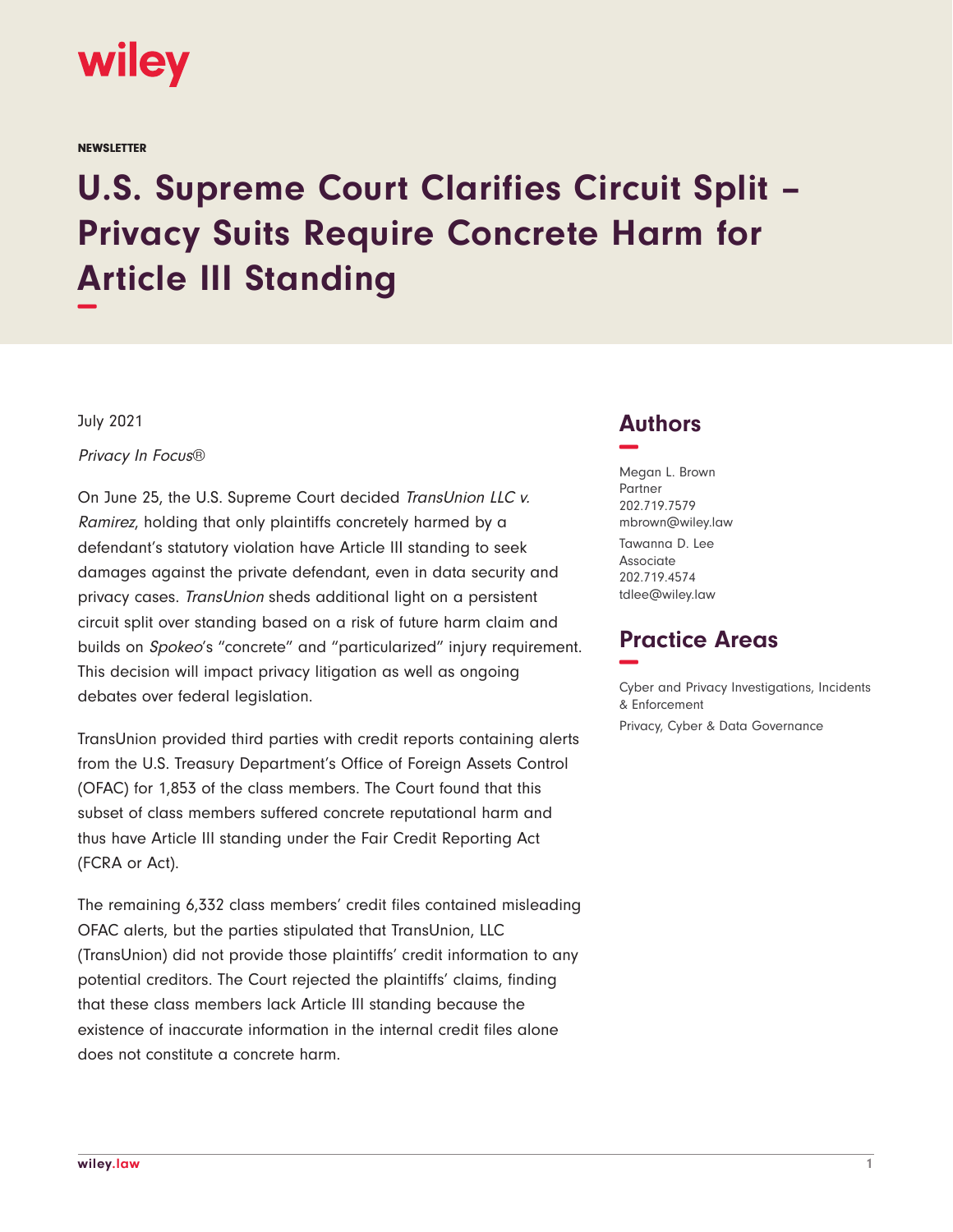wiley

NEWSLETTER

# U.S. Supreme Court Clarifies Circuit Split – Privacy Suits Require Concrete Harm for Article III Standing

July 2021

*Privacy In Focus®*

On June 25, the U.S. Supreme Court decided *TransUnion LLC v. Ramirez*, holding that only plaintiffs concretely harmed by a defendant's statutory violation have Article III standing to seek damages against the private defendant, even in data security and privacy cases. *TransUnion* sheds additional light on a persistent circuit split over standing based on a risk of future harm claim and builds on *Spokeo*'s "concrete" and "particularized" injury requirement. This decision will impact privacy litigation as well as ongoing debates over federal legislation.

TransUnion provided third parties with credit reports containing alerts from the U.S. Treasury Department's Office of Foreign Assets Control (OFAC) for 1,853 of the class members. The Court found that this subset of class members suffered concrete reputational harm and thus have Article III standing under the Fair Credit Reporting Act (FCRA or Act).

The remaining 6,332 class members' credit files contained misleading OFAC alerts, but the parties stipulated that TransUnion, LLC (TransUnion) did not provide those plaintiffs' credit information to any potential creditors. The Court rejected the plaintiffs' claims, finding that these class members lack Article III standing because the existence of inaccurate information in the internal credit files alone does not constitute a concrete harm.

## Authors

Megan L. Brown
Partner
202.719.7579
mbrown@wiley.law

Tawanna D. Lee
Associate
202.719.4574
tdlee@wiley.law

## Practice Areas

Cyber and Privacy Investigations, Incidents & Enforcement

Privacy, Cyber & Data Governance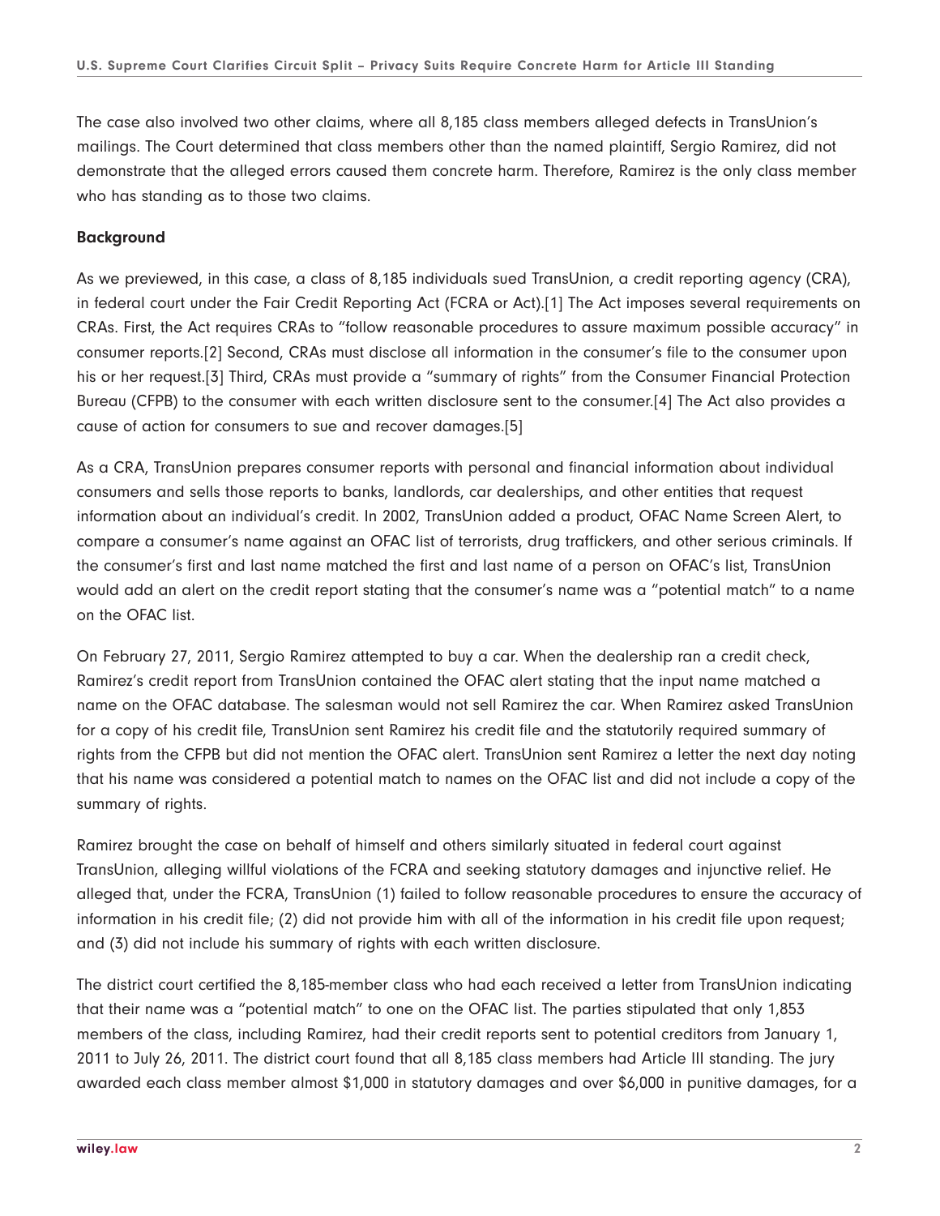The case also involved two other claims, where all 8,185 class members alleged defects in TransUnion's mailings. The Court determined that class members other than the named plaintiff, Sergio Ramirez, did not demonstrate that the alleged errors caused them concrete harm. Therefore, Ramirez is the only class member who has standing as to those two claims.

**Background**

As we previewed, in this case, a class of 8,185 individuals sued TransUnion, a credit reporting agency (CRA), in federal court under the Fair Credit Reporting Act (FCRA or Act).[1] The Act imposes several requirements on CRAs. First, the Act requires CRAs to "follow reasonable procedures to assure maximum possible accuracy" in consumer reports.[2] Second, CRAs must disclose all information in the consumer's file to the consumer upon his or her request.[3] Third, CRAs must provide a "summary of rights" from the Consumer Financial Protection Bureau (CFPB) to the consumer with each written disclosure sent to the consumer.[4] The Act also provides a cause of action for consumers to sue and recover damages.[5]

As a CRA, TransUnion prepares consumer reports with personal and financial information about individual consumers and sells those reports to banks, landlords, car dealerships, and other entities that request information about an individual's credit. In 2002, TransUnion added a product, OFAC Name Screen Alert, to compare a consumer's name against an OFAC list of terrorists, drug traffickers, and other serious criminals. If the consumer's first and last name matched the first and last name of a person on OFAC's list, TransUnion would add an alert on the credit report stating that the consumer's name was a "potential match" to a name on the OFAC list.

On February 27, 2011, Sergio Ramirez attempted to buy a car. When the dealership ran a credit check, Ramirez's credit report from TransUnion contained the OFAC alert stating that the input name matched a name on the OFAC database. The salesman would not sell Ramirez the car. When Ramirez asked TransUnion for a copy of his credit file, TransUnion sent Ramirez his credit file and the statutorily required summary of rights from the CFPB but did not mention the OFAC alert. TransUnion sent Ramirez a letter the next day noting that his name was considered a potential match to names on the OFAC list and did not include a copy of the summary of rights.

Ramirez brought the case on behalf of himself and others similarly situated in federal court against TransUnion, alleging willful violations of the FCRA and seeking statutory damages and injunctive relief. He alleged that, under the FCRA, TransUnion (1) failed to follow reasonable procedures to ensure the accuracy of information in his credit file; (2) did not provide him with all of the information in his credit file upon request; and (3) did not include his summary of rights with each written disclosure.

The district court certified the 8,185-member class who had each received a letter from TransUnion indicating that their name was a "potential match" to one on the OFAC list. The parties stipulated that only 1,853 members of the class, including Ramirez, had their credit reports sent to potential creditors from January 1, 2011 to July 26, 2011. The district court found that all 8,185 class members had Article III standing. The jury awarded each class member almost $1,000 in statutory damages and over $6,000 in punitive damages, for a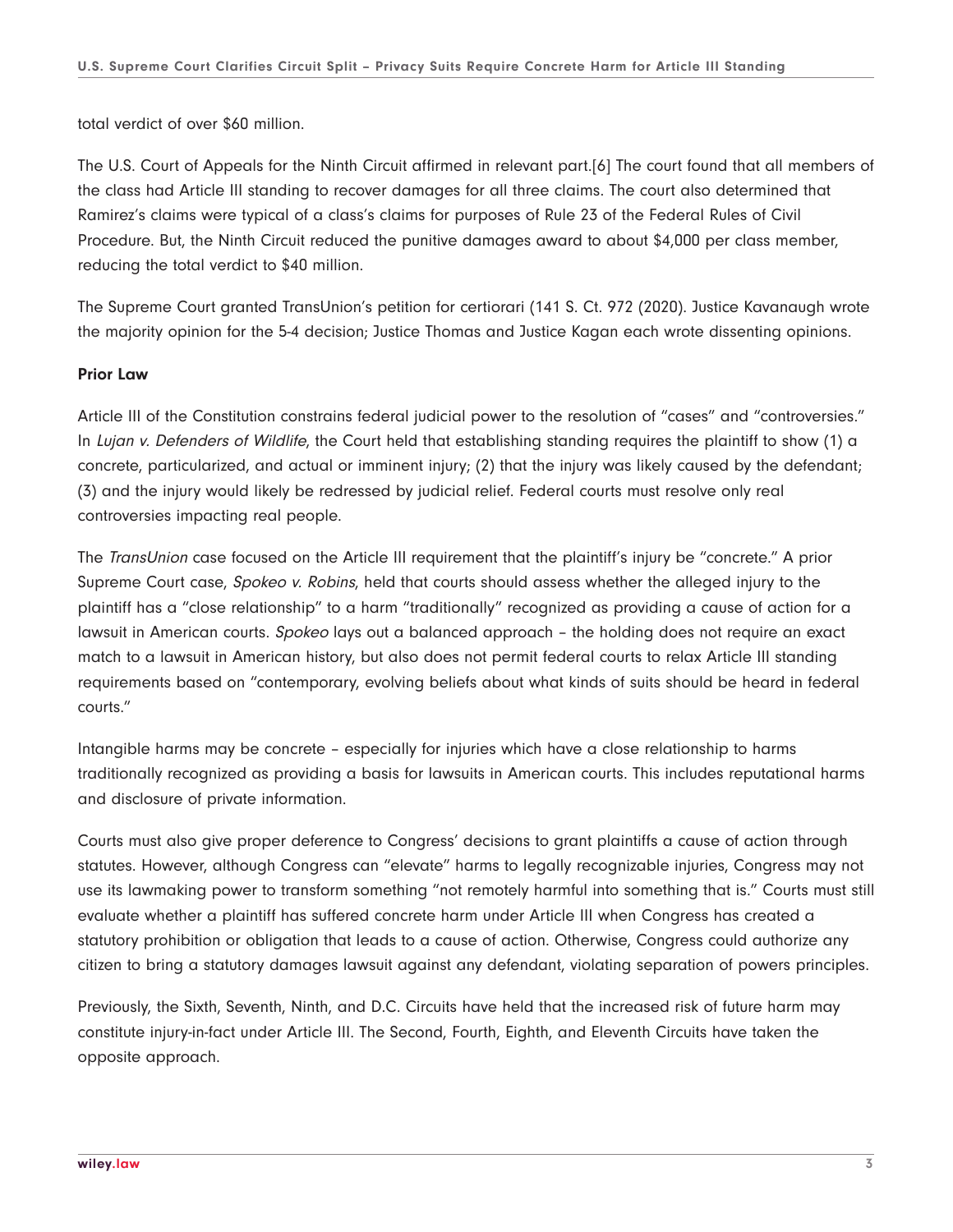total verdict of over $60 million.

The U.S. Court of Appeals for the Ninth Circuit affirmed in relevant part.[6] The court found that all members of the class had Article III standing to recover damages for all three claims. The court also determined that Ramirez's claims were typical of a class's claims for purposes of Rule 23 of the Federal Rules of Civil Procedure. But, the Ninth Circuit reduced the punitive damages award to about $4,000 per class member, reducing the total verdict to $40 million.

The Supreme Court granted TransUnion's petition for certiorari (141 S. Ct. 972 (2020). Justice Kavanaugh wrote the majority opinion for the 5-4 decision; Justice Thomas and Justice Kagan each wrote dissenting opinions.

**Prior Law**

Article III of the Constitution constrains federal judicial power to the resolution of "cases" and "controversies." In *Lujan v. Defenders of Wildlife*, the Court held that establishing standing requires the plaintiff to show (1) a concrete, particularized, and actual or imminent injury; (2) that the injury was likely caused by the defendant; (3) and the injury would likely be redressed by judicial relief. Federal courts must resolve only real controversies impacting real people.

The *TransUnion* case focused on the Article III requirement that the plaintiff's injury be "concrete." A prior Supreme Court case, *Spokeo v. Robins*, held that courts should assess whether the alleged injury to the plaintiff has a "close relationship" to a harm "traditionally" recognized as providing a cause of action for a lawsuit in American courts. *Spokeo* lays out a balanced approach – the holding does not require an exact match to a lawsuit in American history, but also does not permit federal courts to relax Article III standing requirements based on "contemporary, evolving beliefs about what kinds of suits should be heard in federal courts."

Intangible harms may be concrete – especially for injuries which have a close relationship to harms traditionally recognized as providing a basis for lawsuits in American courts. This includes reputational harms and disclosure of private information.

Courts must also give proper deference to Congress' decisions to grant plaintiffs a cause of action through statutes. However, although Congress can "elevate" harms to legally recognizable injuries, Congress may not use its lawmaking power to transform something "not remotely harmful into something that is." Courts must still evaluate whether a plaintiff has suffered concrete harm under Article III when Congress has created a statutory prohibition or obligation that leads to a cause of action. Otherwise, Congress could authorize any citizen to bring a statutory damages lawsuit against any defendant, violating separation of powers principles.

Previously, the Sixth, Seventh, Ninth, and D.C. Circuits have held that the increased risk of future harm may constitute injury-in-fact under Article III. The Second, Fourth, Eighth, and Eleventh Circuits have taken the opposite approach.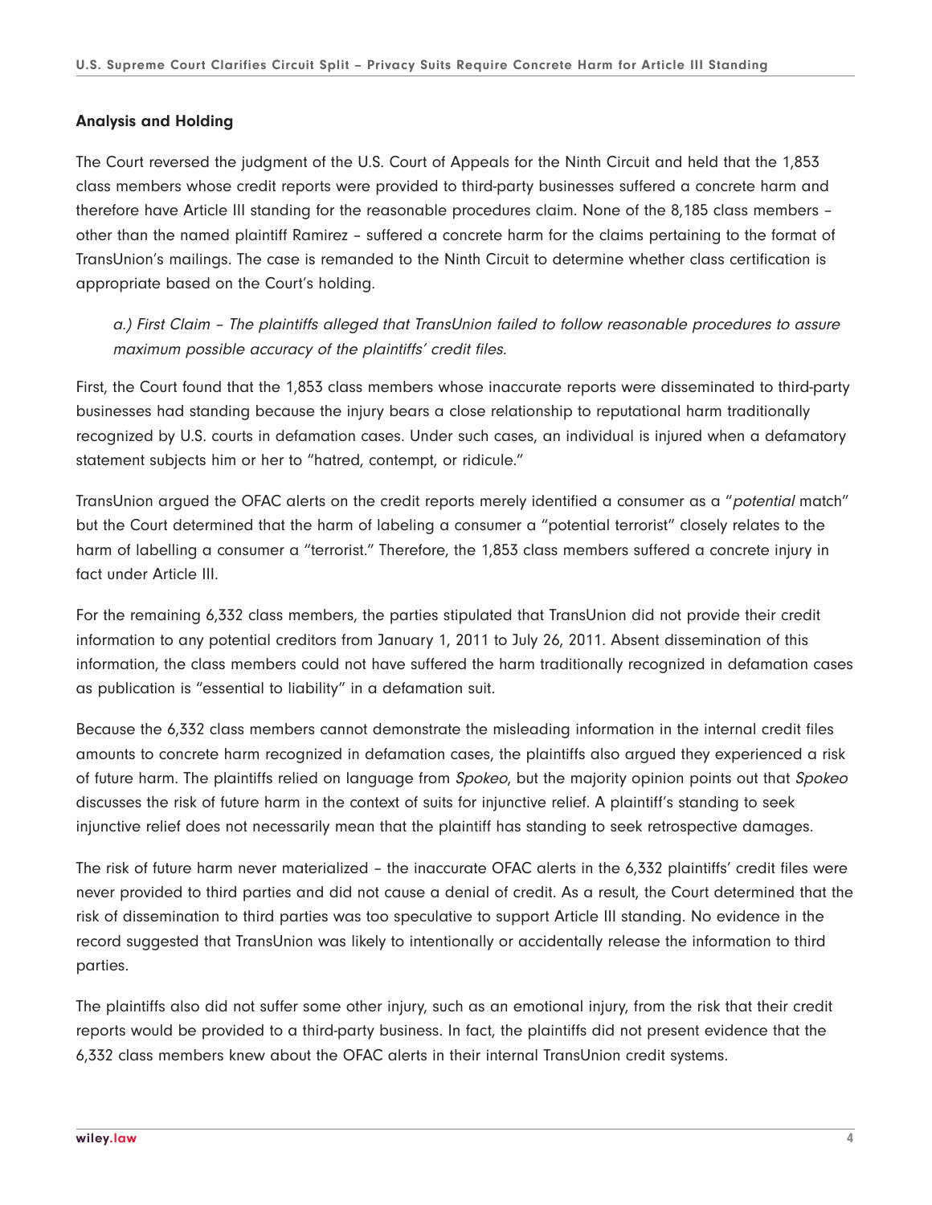### Analysis and Holding

The Court reversed the judgment of the U.S. Court of Appeals for the Ninth Circuit and held that the 1,853 class members whose credit reports were provided to third-party businesses suffered a concrete harm and therefore have Article III standing for the reasonable procedures claim. None of the 8,185 class members – other than the named plaintiff Ramirez – suffered a concrete harm for the claims pertaining to the format of TransUnion's mailings. The case is remanded to the Ninth Circuit to determine whether class certification is appropriate based on the Court's holding.

*a.) First Claim – The plaintiffs alleged that TransUnion failed to follow reasonable procedures to assure maximum possible accuracy of the plaintiffs' credit files.*

First, the Court found that the 1,853 class members whose inaccurate reports were disseminated to third-party businesses had standing because the injury bears a close relationship to reputational harm traditionally recognized by U.S. courts in defamation cases. Under such cases, an individual is injured when a defamatory statement subjects him or her to "hatred, contempt, or ridicule."

TransUnion argued the OFAC alerts on the credit reports merely identified a consumer as a "*potential* match" but the Court determined that the harm of labeling a consumer a "potential terrorist" closely relates to the harm of labelling a consumer a "terrorist." Therefore, the 1,853 class members suffered a concrete injury in fact under Article III.

For the remaining 6,332 class members, the parties stipulated that TransUnion did not provide their credit information to any potential creditors from January 1, 2011 to July 26, 2011. Absent dissemination of this information, the class members could not have suffered the harm traditionally recognized in defamation cases as publication is "essential to liability" in a defamation suit.

Because the 6,332 class members cannot demonstrate the misleading information in the internal credit files amounts to concrete harm recognized in defamation cases, the plaintiffs also argued they experienced a risk of future harm. The plaintiffs relied on language from *Spokeo*, but the majority opinion points out that *Spokeo* discusses the risk of future harm in the context of suits for injunctive relief. A plaintiff's standing to seek injunctive relief does not necessarily mean that the plaintiff has standing to seek retrospective damages.

The risk of future harm never materialized – the inaccurate OFAC alerts in the 6,332 plaintiffs' credit files were never provided to third parties and did not cause a denial of credit. As a result, the Court determined that the risk of dissemination to third parties was too speculative to support Article III standing. No evidence in the record suggested that TransUnion was likely to intentionally or accidentally release the information to third parties.

The plaintiffs also did not suffer some other injury, such as an emotional injury, from the risk that their credit reports would be provided to a third-party business. In fact, the plaintiffs did not present evidence that the 6,332 class members knew about the OFAC alerts in their internal TransUnion credit systems.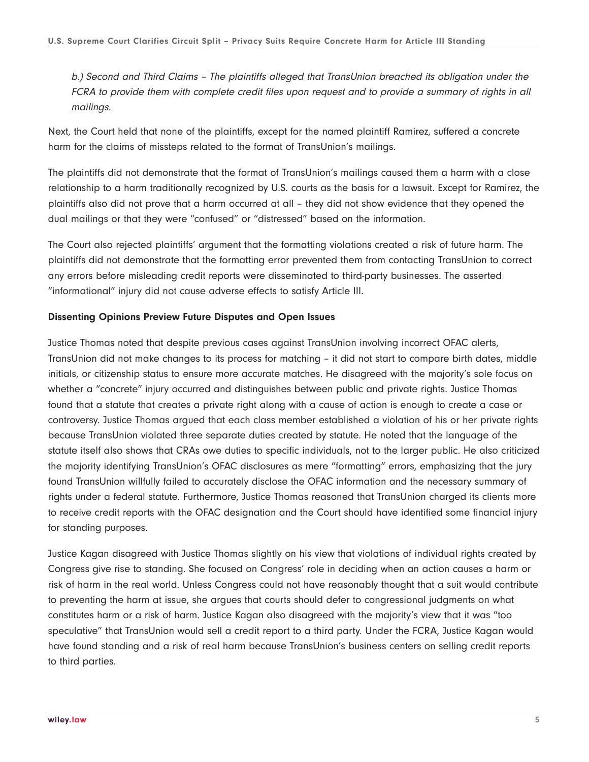*b.) Second and Third Claims – The plaintiffs alleged that TransUnion breached its obligation under the FCRA to provide them with complete credit files upon request and to provide a summary of rights in all mailings.*

Next, the Court held that none of the plaintiffs, except for the named plaintiff Ramirez, suffered a concrete harm for the claims of missteps related to the format of TransUnion's mailings.

The plaintiffs did not demonstrate that the format of TransUnion's mailings caused them a harm with a close relationship to a harm traditionally recognized by U.S. courts as the basis for a lawsuit. Except for Ramirez, the plaintiffs also did not prove that a harm occurred at all – they did not show evidence that they opened the dual mailings or that they were "confused" or "distressed" based on the information.

The Court also rejected plaintiffs' argument that the formatting violations created a risk of future harm. The plaintiffs did not demonstrate that the formatting error prevented them from contacting TransUnion to correct any errors before misleading credit reports were disseminated to third-party businesses. The asserted "informational" injury did not cause adverse effects to satisfy Article III.

**Dissenting Opinions Preview Future Disputes and Open Issues**

Justice Thomas noted that despite previous cases against TransUnion involving incorrect OFAC alerts, TransUnion did not make changes to its process for matching – it did not start to compare birth dates, middle initials, or citizenship status to ensure more accurate matches. He disagreed with the majority's sole focus on whether a "concrete" injury occurred and distinguishes between public and private rights. Justice Thomas found that a statute that creates a private right along with a cause of action is enough to create a case or controversy. Justice Thomas argued that each class member established a violation of his or her private rights because TransUnion violated three separate duties created by statute. He noted that the language of the statute itself also shows that CRAs owe duties to specific individuals, not to the larger public. He also criticized the majority identifying TransUnion's OFAC disclosures as mere "formatting" errors, emphasizing that the jury found TransUnion willfully failed to accurately disclose the OFAC information and the necessary summary of rights under a federal statute. Furthermore, Justice Thomas reasoned that TransUnion charged its clients more to receive credit reports with the OFAC designation and the Court should have identified some financial injury for standing purposes.

Justice Kagan disagreed with Justice Thomas slightly on his view that violations of individual rights created by Congress give rise to standing. She focused on Congress' role in deciding when an action causes a harm or risk of harm in the real world. Unless Congress could not have reasonably thought that a suit would contribute to preventing the harm at issue, she argues that courts should defer to congressional judgments on what constitutes harm or a risk of harm. Justice Kagan also disagreed with the majority's view that it was "too speculative" that TransUnion would sell a credit report to a third party. Under the FCRA, Justice Kagan would have found standing and a risk of real harm because TransUnion's business centers on selling credit reports to third parties.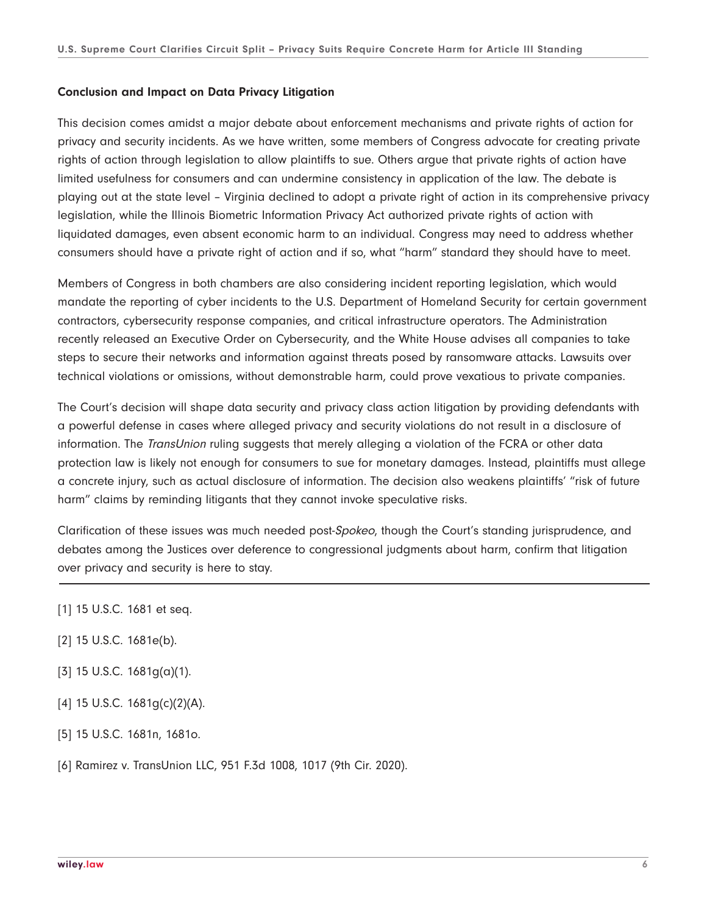### Conclusion and Impact on Data Privacy Litigation

This decision comes amidst a major debate about enforcement mechanisms and private rights of action for privacy and security incidents. As we have written, some members of Congress advocate for creating private rights of action through legislation to allow plaintiffs to sue. Others argue that private rights of action have limited usefulness for consumers and can undermine consistency in application of the law. The debate is playing out at the state level – Virginia declined to adopt a private right of action in its comprehensive privacy legislation, while the Illinois Biometric Information Privacy Act authorized private rights of action with liquidated damages, even absent economic harm to an individual. Congress may need to address whether consumers should have a private right of action and if so, what "harm" standard they should have to meet.

Members of Congress in both chambers are also considering incident reporting legislation, which would mandate the reporting of cyber incidents to the U.S. Department of Homeland Security for certain government contractors, cybersecurity response companies, and critical infrastructure operators. The Administration recently released an Executive Order on Cybersecurity, and the White House advises all companies to take steps to secure their networks and information against threats posed by ransomware attacks. Lawsuits over technical violations or omissions, without demonstrable harm, could prove vexatious to private companies.

The Court's decision will shape data security and privacy class action litigation by providing defendants with a powerful defense in cases where alleged privacy and security violations do not result in a disclosure of information. The *TransUnion* ruling suggests that merely alleging a violation of the FCRA or other data protection law is likely not enough for consumers to sue for monetary damages. Instead, plaintiffs must allege a concrete injury, such as actual disclosure of information. The decision also weakens plaintiffs' "risk of future harm" claims by reminding litigants that they cannot invoke speculative risks.

Clarification of these issues was much needed post-*Spokeo*, though the Court's standing jurisprudence, and debates among the Justices over deference to congressional judgments about harm, confirm that litigation over privacy and security is here to stay.

---

[1] 15 U.S.C. 1681 et seq.

[2] 15 U.S.C. 1681e(b).

[3] 15 U.S.C. 1681g(a)(1).

[4] 15 U.S.C. 1681g(c)(2)(A).

[5] 15 U.S.C. 1681n, 1681o.

[6] Ramirez v. TransUnion LLC, 951 F.3d 1008, 1017 (9th Cir. 2020).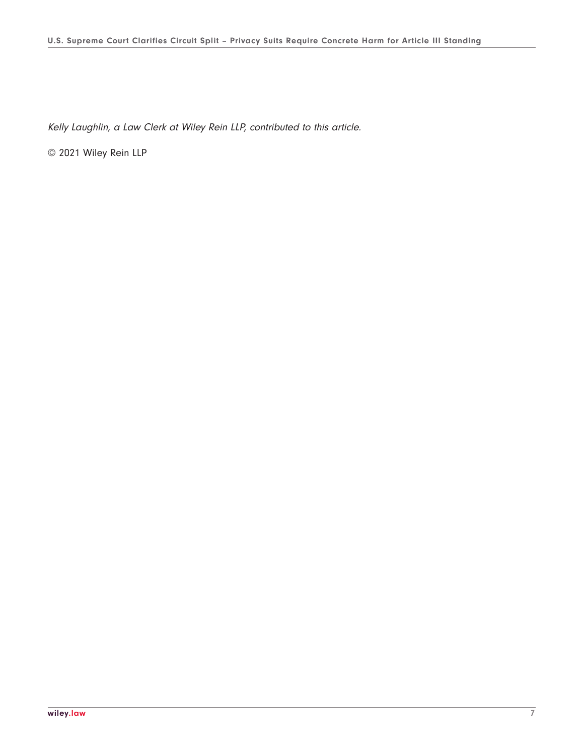*Kelly Laughlin, a Law Clerk at Wiley Rein LLP, contributed to this article.*

© 2021 Wiley Rein LLP